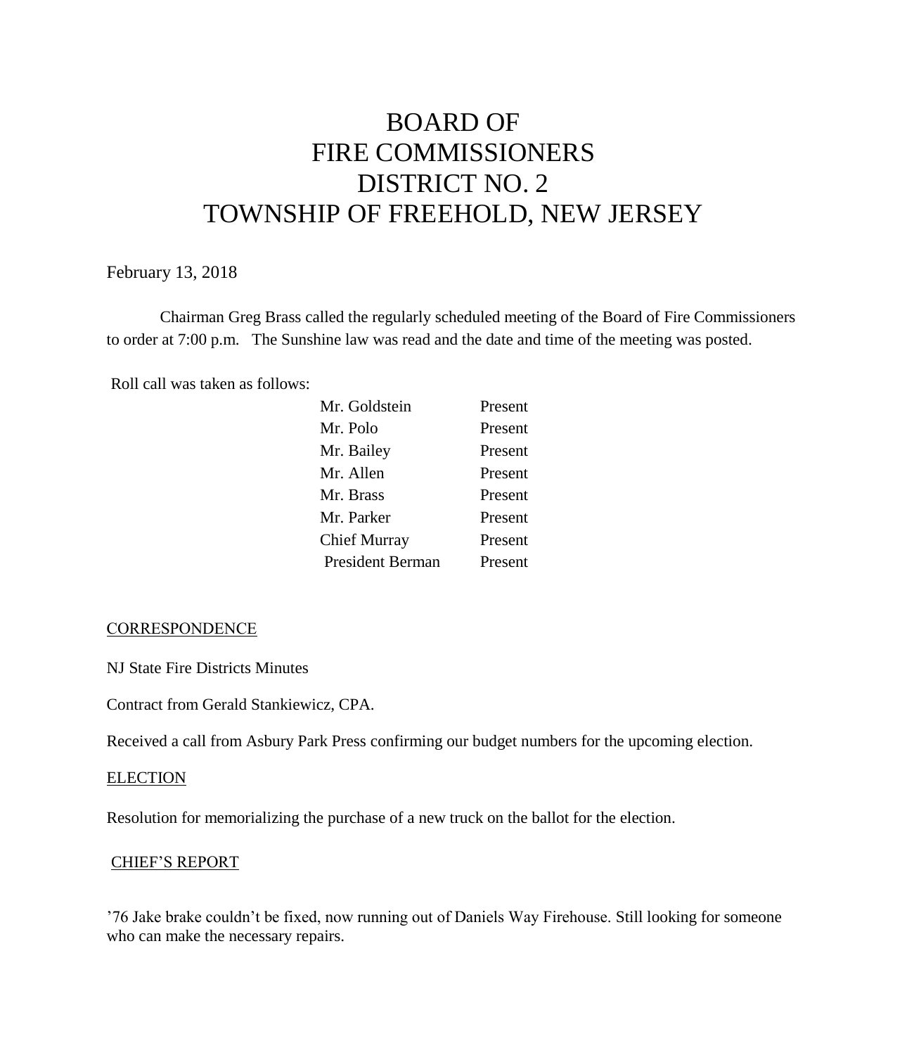# BOARD OF FIRE COMMISSIONERS DISTRICT NO. 2 TOWNSHIP OF FREEHOLD, NEW JERSEY

February 13, 2018

Chairman Greg Brass called the regularly scheduled meeting of the Board of Fire Commissioners to order at 7:00 p.m. The Sunshine law was read and the date and time of the meeting was posted.

Roll call was taken as follows:

| | |
|---|---|
| Mr. Goldstein | Present |
| Mr. Polo | Present |
| Mr. Bailey | Present |
| Mr. Allen | Present |
| Mr. Brass | Present |
| Mr. Parker | Present |
| Chief Murray | Present |
| President Berman | Present |

## CORRESPONDENCE

NJ State Fire Districts Minutes

Contract from Gerald Stankiewicz, CPA.

Received a call from Asbury Park Press confirming our budget numbers for the upcoming election.

## ELECTION

Resolution for memorializing the purchase of a new truck on the ballot for the election.

## CHIEF'S REPORT

'76 Jake brake couldn't be fixed, now running out of Daniels Way Firehouse. Still looking for someone who can make the necessary repairs.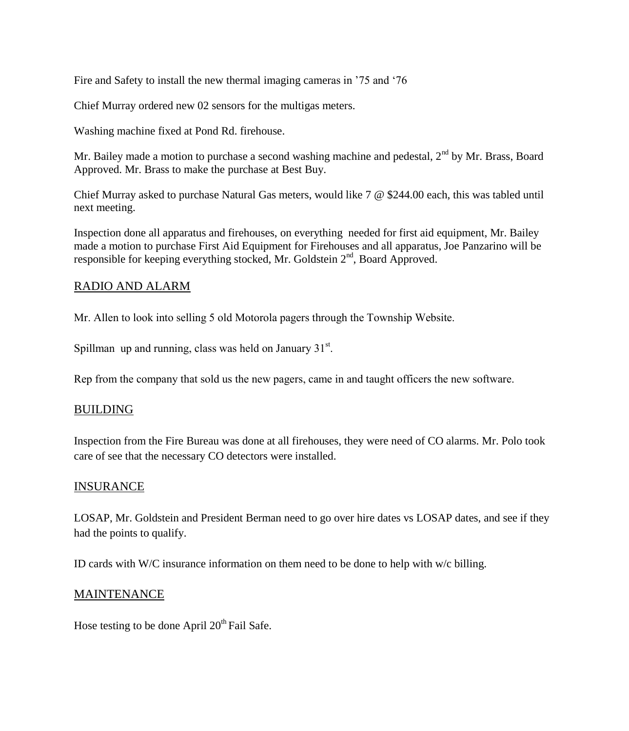Fire and Safety to install the new thermal imaging cameras in '75 and '76

Chief Murray ordered new 02 sensors for the multigas meters.

Washing machine fixed at Pond Rd. firehouse.

Mr. Bailey made a motion to purchase a second washing machine and pedestal, 2nd by Mr. Brass, Board Approved. Mr. Brass to make the purchase at Best Buy.

Chief Murray asked to purchase Natural Gas meters, would like 7 @ $244.00 each, this was tabled until next meeting.

Inspection done all apparatus and firehouses, on everything needed for first aid equipment, Mr. Bailey made a motion to purchase First Aid Equipment for Firehouses and all apparatus, Joe Panzarino will be responsible for keeping everything stocked, Mr. Goldstein 2nd, Board Approved.

## RADIO AND ALARM

Mr. Allen to look into selling 5 old Motorola pagers through the Township Website.

Spillman up and running, class was held on January 31st.

Rep from the company that sold us the new pagers, came in and taught officers the new software.

## BUILDING

Inspection from the Fire Bureau was done at all firehouses, they were need of CO alarms. Mr. Polo took care of see that the necessary CO detectors were installed.

## INSURANCE

LOSAP, Mr. Goldstein and President Berman need to go over hire dates vs LOSAP dates, and see if they had the points to qualify.

ID cards with W/C insurance information on them need to be done to help with w/c billing.

## MAINTENANCE

Hose testing to be done April 20th Fail Safe.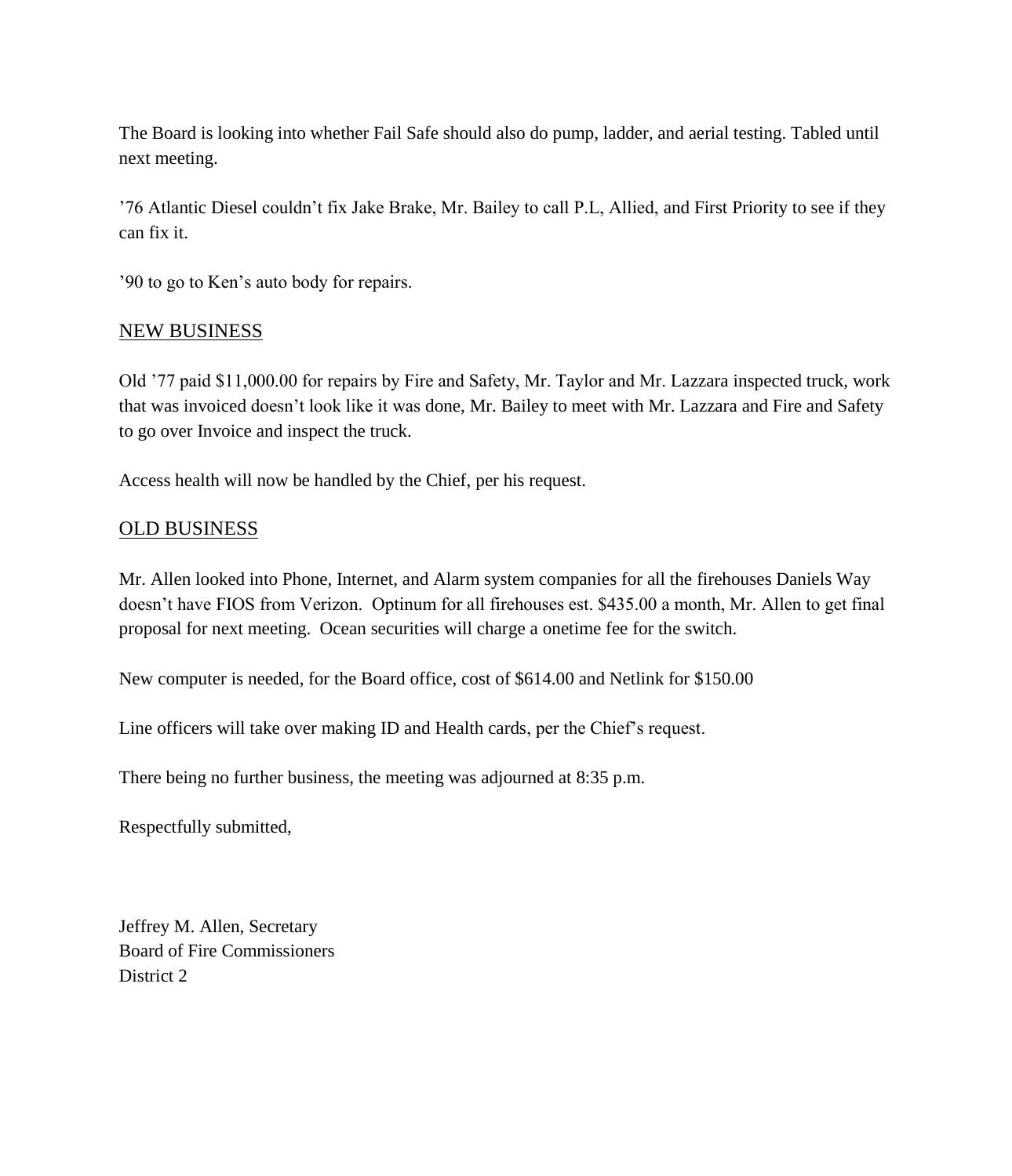The Board is looking into whether Fail Safe should also do pump, ladder, and aerial testing. Tabled until next meeting.

’76 Atlantic Diesel couldn’t fix Jake Brake, Mr. Bailey to call P.L, Allied, and First Priority to see if they can fix it.

’90 to go to Ken’s auto body for repairs.

## NEW BUSINESS

Old ’77 paid $11,000.00 for repairs by Fire and Safety, Mr. Taylor and Mr. Lazzara inspected truck, work that was invoiced doesn’t look like it was done, Mr. Bailey to meet with Mr. Lazzara and Fire and Safety to go over Invoice and inspect the truck.

Access health will now be handled by the Chief, per his request.

## OLD BUSINESS

Mr. Allen looked into Phone, Internet, and Alarm system companies for all the firehouses Daniels Way doesn’t have FIOS from Verizon. Optinum for all firehouses est. $435.00 a month, Mr. Allen to get final proposal for next meeting. Ocean securities will charge a onetime fee for the switch.

New computer is needed, for the Board office, cost of $614.00 and Netlink for $150.00

Line officers will take over making ID and Health cards, per the Chief’s request.

There being no further business, the meeting was adjourned at 8:35 p.m.

Respectfully submitted,

Jeffrey M. Allen, Secretary
Board of Fire Commissioners
District 2